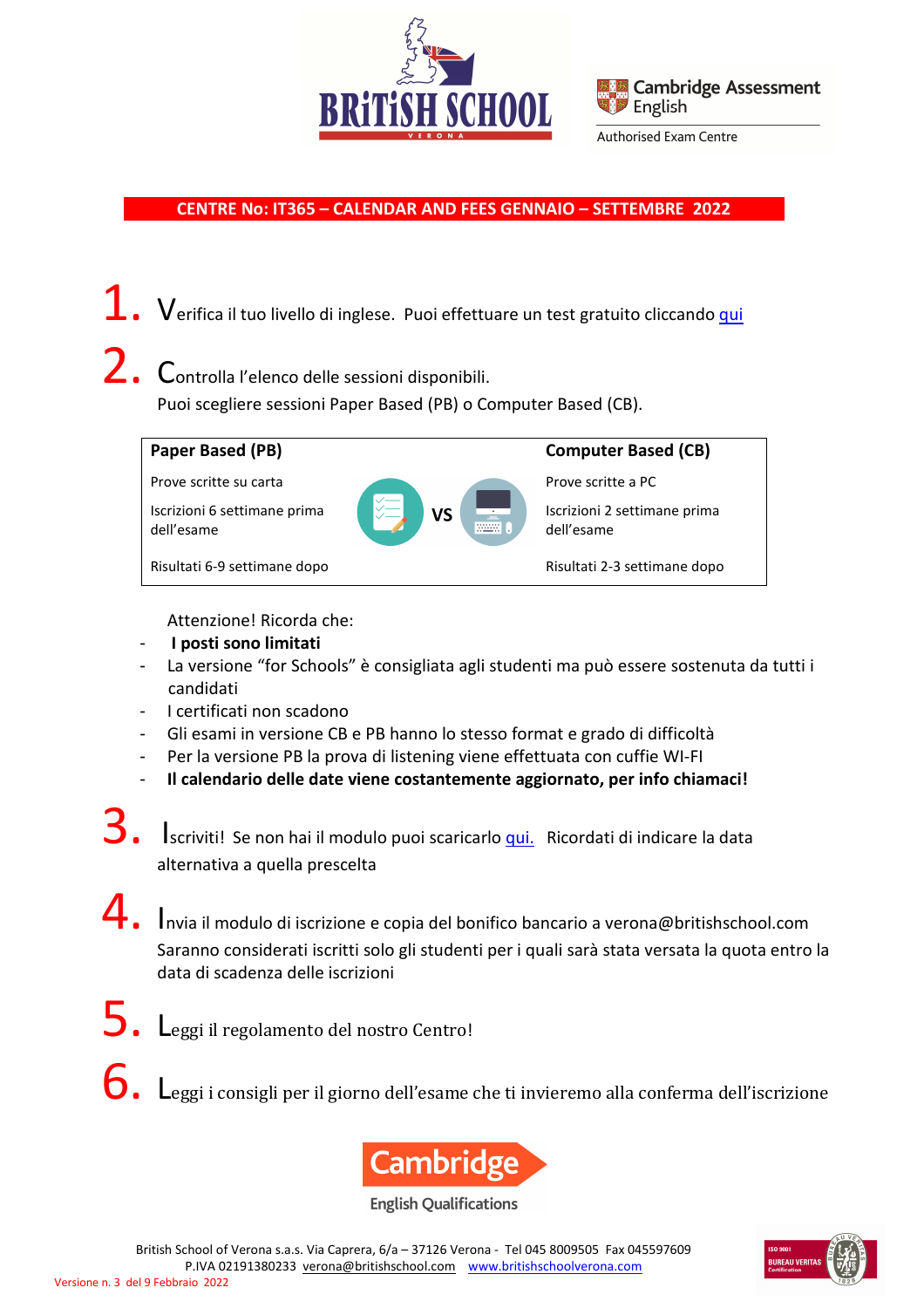Cambridge Assessment English

Authorised Exam Centre

## CENTRE No: IT365 – CALENDAR AND FEES GENNAIO – SETTEMBRE 2022

1. Verifica il tuo livello di inglese. Puoi effettuare un test gratuito cliccando qui

2. Controlla l'elenco delle sessioni disponibili.
   Puoi scegliere sessioni Paper Based (PB) o Computer Based (CB).

| Paper Based (PB) | | Computer Based (CB) |
|---|---|---|
| Prove scritte su carta | | Prove scritte a PC |
| Iscrizioni 6 settimane prima dell'esame | VS | Iscrizioni 2 settimane prima dell'esame |
| Risultati 6-9 settimane dopo | | Risultati 2-3 settimane dopo |

Attenzione! Ricorda che:

- **I posti sono limitati**
- La versione "for Schools" è consigliata agli studenti ma può essere sostenuta da tutti i candidati
- I certificati non scadono
- Gli esami in versione CB e PB hanno lo stesso format e grado di difficoltà
- Per la versione PB la prova di listening viene effettuata con cuffie WI-FI
- **Il calendario delle date viene costantemente aggiornato, per info chiamaci!**

3. Iscriviti! Se non hai il modulo puoi scaricarlo qui. Ricordati di indicare la data alternativa a quella prescelta

4. Invia il modulo di iscrizione e copia del bonifico bancario a verona@britishschool.com
   Saranno considerati iscritti solo gli studenti per i quali sarà stata versata la quota entro la data di scadenza delle iscrizioni

5. Leggi il regolamento del nostro Centro!

6. Leggi i consigli per il giorno dell'esame che ti invieremo alla conferma dell'iscrizione

Cambridge English Qualifications

British School of Verona s.a.s. Via Caprera, 6/a – 37126 Verona - Tel 045 8009505 Fax 045597609
P.IVA 02191380233 verona@britishschool.com www.britishschoolverona.com

Versione n. 3 del 9 Febbraio 2022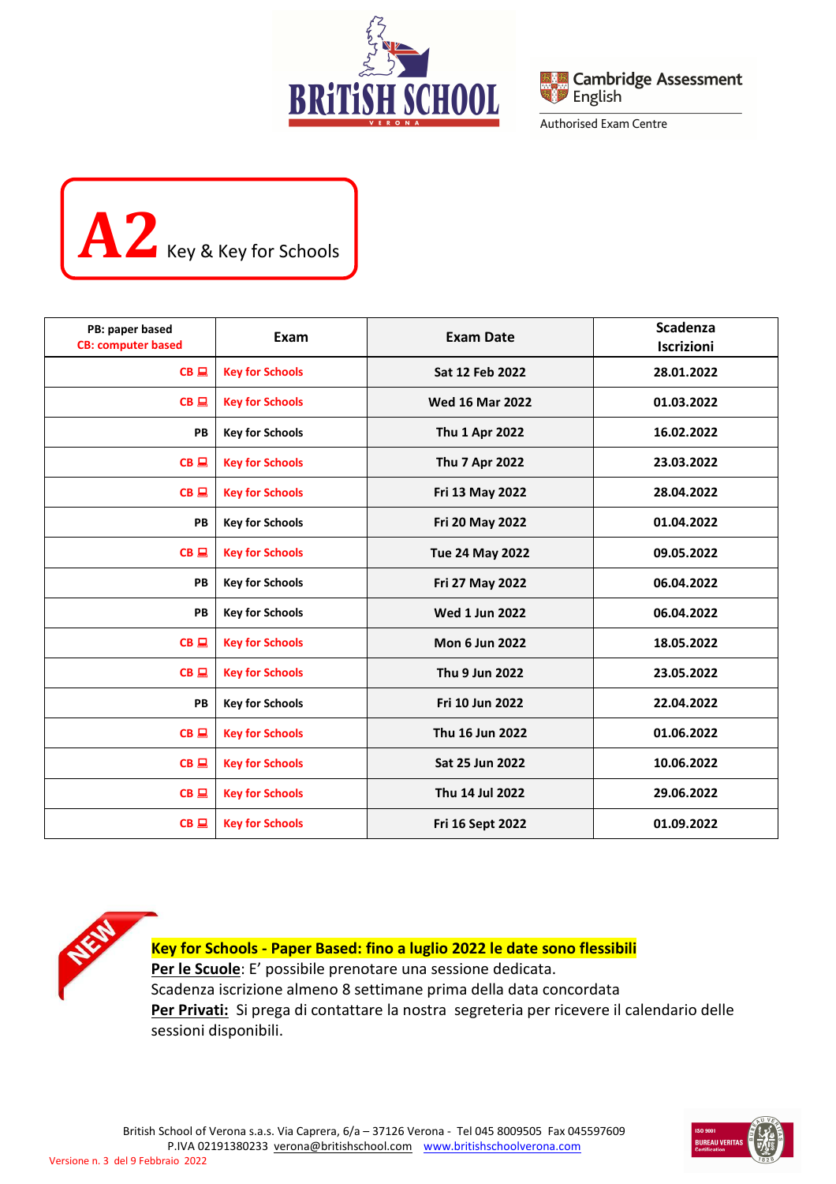# A2 Key & Key for Schools

| PB: paper based<br>CB: computer based | Exam | Exam Date | Scadenza Iscrizioni |
|---|---|---|---|
| CB | Key for Schools | Sat 12 Feb 2022 | 28.01.2022 |
| CB | Key for Schools | Wed 16 Mar 2022 | 01.03.2022 |
| PB | Key for Schools | Thu 1 Apr 2022 | 16.02.2022 |
| CB | Key for Schools | Thu 7 Apr 2022 | 23.03.2022 |
| CB | Key for Schools | Fri 13 May 2022 | 28.04.2022 |
| PB | Key for Schools | Fri 20 May 2022 | 01.04.2022 |
| CB | Key for Schools | Tue 24 May 2022 | 09.05.2022 |
| PB | Key for Schools | Fri 27 May 2022 | 06.04.2022 |
| PB | Key for Schools | Wed 1 Jun 2022 | 06.04.2022 |
| CB | Key for Schools | Mon 6 Jun 2022 | 18.05.2022 |
| CB | Key for Schools | Thu 9 Jun 2022 | 23.05.2022 |
| PB | Key for Schools | Fri 10 Jun 2022 | 22.04.2022 |
| CB | Key for Schools | Thu 16 Jun 2022 | 01.06.2022 |
| CB | Key for Schools | Sat 25 Jun 2022 | 10.06.2022 |
| CB | Key for Schools | Thu 14 Jul 2022 | 29.06.2022 |
| CB | Key for Schools | Fri 16 Sept 2022 | 01.09.2022 |

NEW

**Key for Schools - Paper Based: fino a luglio 2022 le date sono flessibili**

**Per le Scuole**: E' possibile prenotare una sessione dedicata.
Scadenza iscrizione almeno 8 settimane prima della data concordata

**Per Privati:** Si prega di contattare la nostra segreteria per ricevere il calendario delle sessioni disponibili.

British School of Verona s.a.s. Via Caprera, 6/a – 37126 Verona - Tel 045 8009505 Fax 045597609
P.IVA 02191380233 verona@britishschool.com www.britishschoolverona.com

Versione n. 3 del 9 Febbraio 2022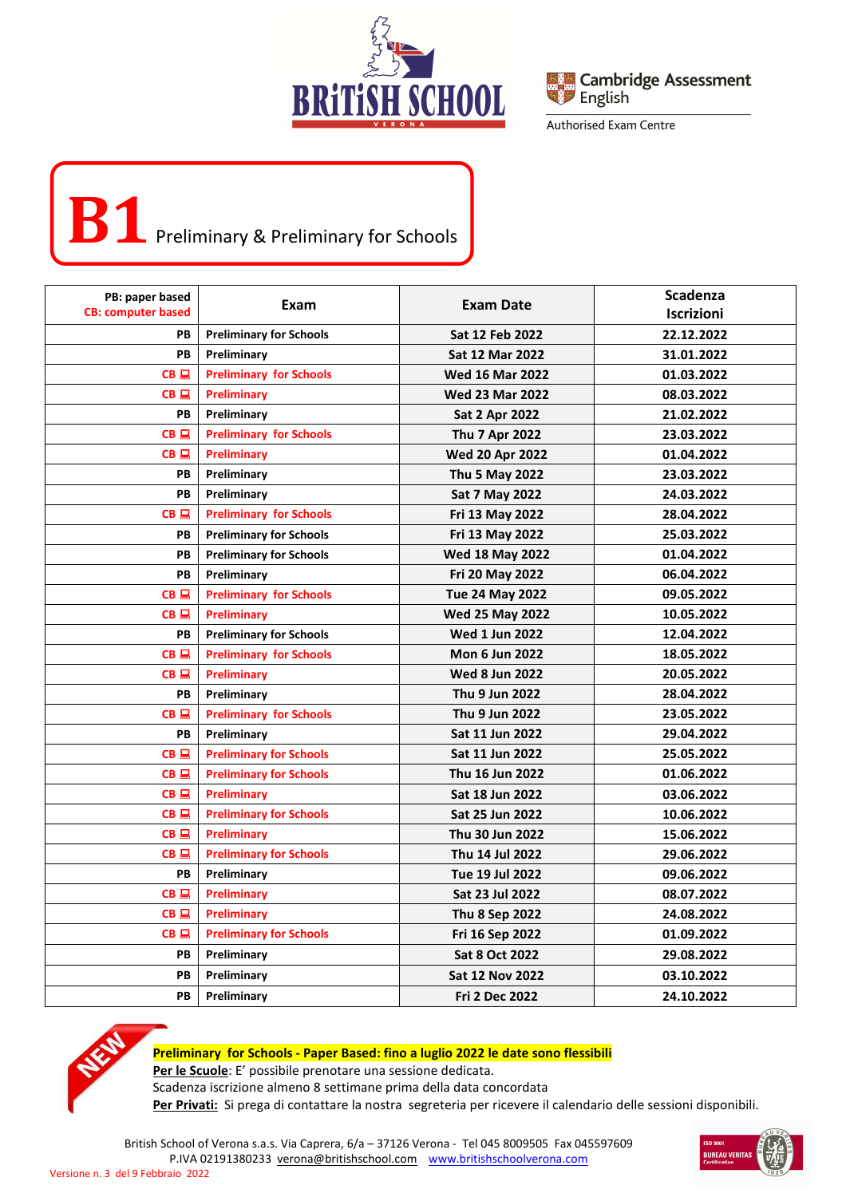# B1 Preliminary & Preliminary for Schools

| PB: paper based<br>CB: computer based | Exam | Exam Date | Scadenza Iscrizioni |
|---|---|---|---|
| PB | Preliminary for Schools | Sat 12 Feb 2022 | 22.12.2022 |
| PB | Preliminary | Sat 12 Mar 2022 | 31.01.2022 |
| CB | Preliminary for Schools | Wed 16 Mar 2022 | 01.03.2022 |
| CB | Preliminary | Wed 23 Mar 2022 | 08.03.2022 |
| PB | Preliminary | Sat 2 Apr 2022 | 21.02.2022 |
| CB | Preliminary for Schools | Thu 7 Apr 2022 | 23.03.2022 |
| CB | Preliminary | Wed 20 Apr 2022 | 01.04.2022 |
| PB | Preliminary | Thu 5 May 2022 | 23.03.2022 |
| PB | Preliminary | Sat 7 May 2022 | 24.03.2022 |
| CB | Preliminary for Schools | Fri 13 May 2022 | 28.04.2022 |
| PB | Preliminary for Schools | Fri 13 May 2022 | 25.03.2022 |
| PB | Preliminary for Schools | Wed 18 May 2022 | 01.04.2022 |
| PB | Preliminary | Fri 20 May 2022 | 06.04.2022 |
| CB | Preliminary for Schools | Tue 24 May 2022 | 09.05.2022 |
| CB | Preliminary | Wed 25 May 2022 | 10.05.2022 |
| PB | Preliminary for Schools | Wed 1 Jun 2022 | 12.04.2022 |
| CB | Preliminary for Schools | Mon 6 Jun 2022 | 18.05.2022 |
| CB | Preliminary | Wed 8 Jun 2022 | 20.05.2022 |
| PB | Preliminary | Thu 9 Jun 2022 | 28.04.2022 |
| CB | Preliminary for Schools | Thu 9 Jun 2022 | 23.05.2022 |
| PB | Preliminary | Sat 11 Jun 2022 | 29.04.2022 |
| CB | Preliminary for Schools | Sat 11 Jun 2022 | 25.05.2022 |
| CB | Preliminary for Schools | Thu 16 Jun 2022 | 01.06.2022 |
| CB | Preliminary | Sat 18 Jun 2022 | 03.06.2022 |
| CB | Preliminary for Schools | Sat 25 Jun 2022 | 10.06.2022 |
| CB | Preliminary | Thu 30 Jun 2022 | 15.06.2022 |
| CB | Preliminary for Schools | Thu 14 Jul 2022 | 29.06.2022 |
| PB | Preliminary | Tue 19 Jul 2022 | 09.06.2022 |
| CB | Preliminary | Sat 23 Jul 2022 | 08.07.2022 |
| CB | Preliminary | Thu 8 Sep 2022 | 24.08.2022 |
| CB | Preliminary for Schools | Fri 16 Sep 2022 | 01.09.2022 |
| PB | Preliminary | Sat 8 Oct 2022 | 29.08.2022 |
| PB | Preliminary | Sat 12 Nov 2022 | 03.10.2022 |
| PB | Preliminary | Fri 2 Dec 2022 | 24.10.2022 |

NEW

**Preliminary for Schools - Paper Based: fino a luglio 2022 le date sono flessibili**

**Per le Scuole**: E' possibile prenotare una sessione dedicata.
Scadenza iscrizione almeno 8 settimane prima della data concordata

**Per Privati:** Si prega di contattare la nostra segreteria per ricevere il calendario delle sessioni disponibili.

British School of Verona s.a.s. Via Caprera, 6/a – 37126 Verona - Tel 045 8009505 Fax 045597609
P.IVA 02191380233 verona@britishschool.com www.britishschoolverona.com

Versione n. 3 del 9 Febbraio 2022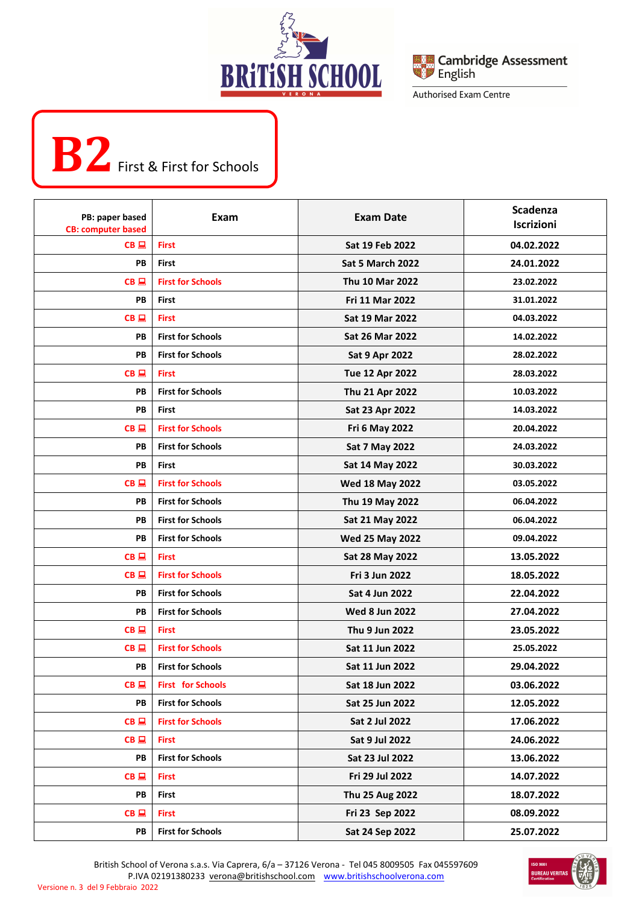# B2 First & First for Schools

| PB: paper based<br>CB: computer based | Exam | Exam Date | Scadenza Iscrizioni |
|---|---|---|---|
| CB | First | Sat 19 Feb 2022 | 04.02.2022 |
| PB | First | Sat 5 March 2022 | 24.01.2022 |
| CB | First for Schools | Thu 10 Mar 2022 | 23.02.2022 |
| PB | First | Fri 11 Mar 2022 | 31.01.2022 |
| CB | First | Sat 19 Mar 2022 | 04.03.2022 |
| PB | First for Schools | Sat 26 Mar 2022 | 14.02.2022 |
| PB | First for Schools | Sat 9 Apr 2022 | 28.02.2022 |
| CB | First | Tue 12 Apr 2022 | 28.03.2022 |
| PB | First for Schools | Thu 21 Apr 2022 | 10.03.2022 |
| PB | First | Sat 23 Apr 2022 | 14.03.2022 |
| CB | First for Schools | Fri 6 May 2022 | 20.04.2022 |
| PB | First for Schools | Sat 7 May 2022 | 24.03.2022 |
| PB | First | Sat 14 May 2022 | 30.03.2022 |
| CB | First for Schools | Wed 18 May 2022 | 03.05.2022 |
| PB | First for Schools | Thu 19 May 2022 | 06.04.2022 |
| PB | First for Schools | Sat 21 May 2022 | 06.04.2022 |
| PB | First for Schools | Wed 25 May 2022 | 09.04.2022 |
| CB | First | Sat 28 May 2022 | 13.05.2022 |
| CB | First for Schools | Fri 3 Jun 2022 | 18.05.2022 |
| PB | First for Schools | Sat 4 Jun 2022 | 22.04.2022 |
| PB | First for Schools | Wed 8 Jun 2022 | 27.04.2022 |
| CB | First | Thu 9 Jun 2022 | 23.05.2022 |
| CB | First for Schools | Sat 11 Jun 2022 | 25.05.2022 |
| PB | First for Schools | Sat 11 Jun 2022 | 29.04.2022 |
| CB | First for Schools | Sat 18 Jun 2022 | 03.06.2022 |
| PB | First for Schools | Sat 25 Jun 2022 | 12.05.2022 |
| CB | First for Schools | Sat 2 Jul 2022 | 17.06.2022 |
| CB | First | Sat 9 Jul 2022 | 24.06.2022 |
| PB | First for Schools | Sat 23 Jul 2022 | 13.06.2022 |
| CB | First | Fri 29 Jul 2022 | 14.07.2022 |
| PB | First | Thu 25 Aug 2022 | 18.07.2022 |
| CB | First | Fri 23 Sep 2022 | 08.09.2022 |
| PB | First for Schools | Sat 24 Sep 2022 | 25.07.2022 |

British School of Verona s.a.s. Via Caprera, 6/a – 37126 Verona - Tel 045 8009505 Fax 045597609
P.IVA 02191380233 verona@britishschool.com www.britishschoolverona.com

Versione n. 3 del 9 Febbraio 2022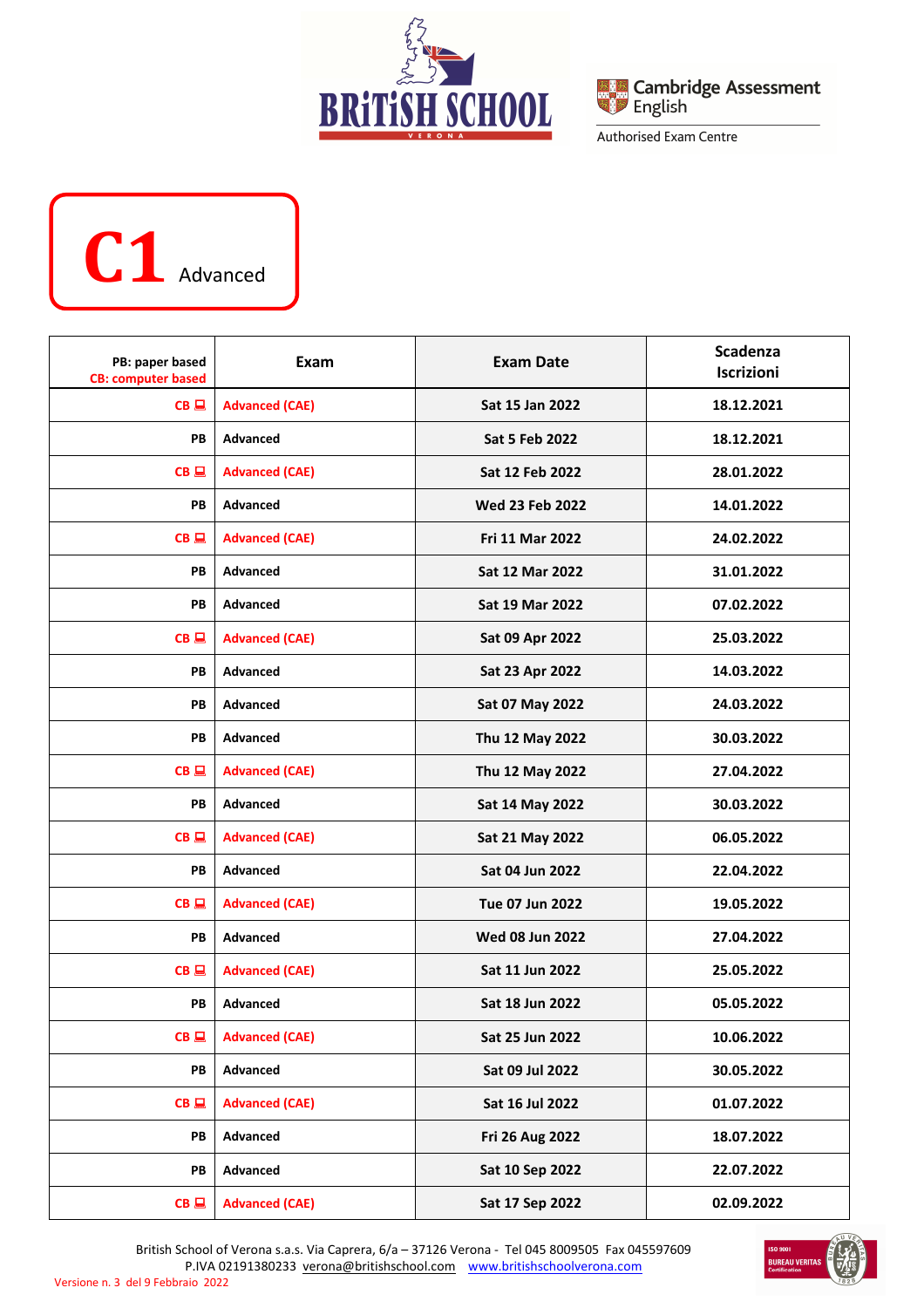# C1 Advanced

| PB: paper based<br>CB: computer based | Exam | Exam Date | Scadenza Iscrizioni |
|---|---|---|---|
| CB | Advanced (CAE) | Sat 15 Jan 2022 | 18.12.2021 |
| PB | Advanced | Sat 5 Feb 2022 | 18.12.2021 |
| CB | Advanced (CAE) | Sat 12 Feb 2022 | 28.01.2022 |
| PB | Advanced | Wed 23 Feb 2022 | 14.01.2022 |
| CB | Advanced (CAE) | Fri 11 Mar 2022 | 24.02.2022 |
| PB | Advanced | Sat 12 Mar 2022 | 31.01.2022 |
| PB | Advanced | Sat 19 Mar 2022 | 07.02.2022 |
| CB | Advanced (CAE) | Sat 09 Apr 2022 | 25.03.2022 |
| PB | Advanced | Sat 23 Apr 2022 | 14.03.2022 |
| PB | Advanced | Sat 07 May 2022 | 24.03.2022 |
| PB | Advanced | Thu 12 May 2022 | 30.03.2022 |
| CB | Advanced (CAE) | Thu 12 May 2022 | 27.04.2022 |
| PB | Advanced | Sat 14 May 2022 | 30.03.2022 |
| CB | Advanced (CAE) | Sat 21 May 2022 | 06.05.2022 |
| PB | Advanced | Sat 04 Jun 2022 | 22.04.2022 |
| CB | Advanced (CAE) | Tue 07 Jun 2022 | 19.05.2022 |
| PB | Advanced | Wed 08 Jun 2022 | 27.04.2022 |
| CB | Advanced (CAE) | Sat 11 Jun 2022 | 25.05.2022 |
| PB | Advanced | Sat 18 Jun 2022 | 05.05.2022 |
| CB | Advanced (CAE) | Sat 25 Jun 2022 | 10.06.2022 |
| PB | Advanced | Sat 09 Jul 2022 | 30.05.2022 |
| CB | Advanced (CAE) | Sat 16 Jul 2022 | 01.07.2022 |
| PB | Advanced | Fri 26 Aug 2022 | 18.07.2022 |
| PB | Advanced | Sat 10 Sep 2022 | 22.07.2022 |
| CB | Advanced (CAE) | Sat 17 Sep 2022 | 02.09.2022 |

British School of Verona s.a.s. Via Caprera, 6/a – 37126 Verona - Tel 045 8009505 Fax 045597609
P.IVA 02191380233 verona@britishschool.com www.britishschoolverona.com

Versione n. 3 del 9 Febbraio 2022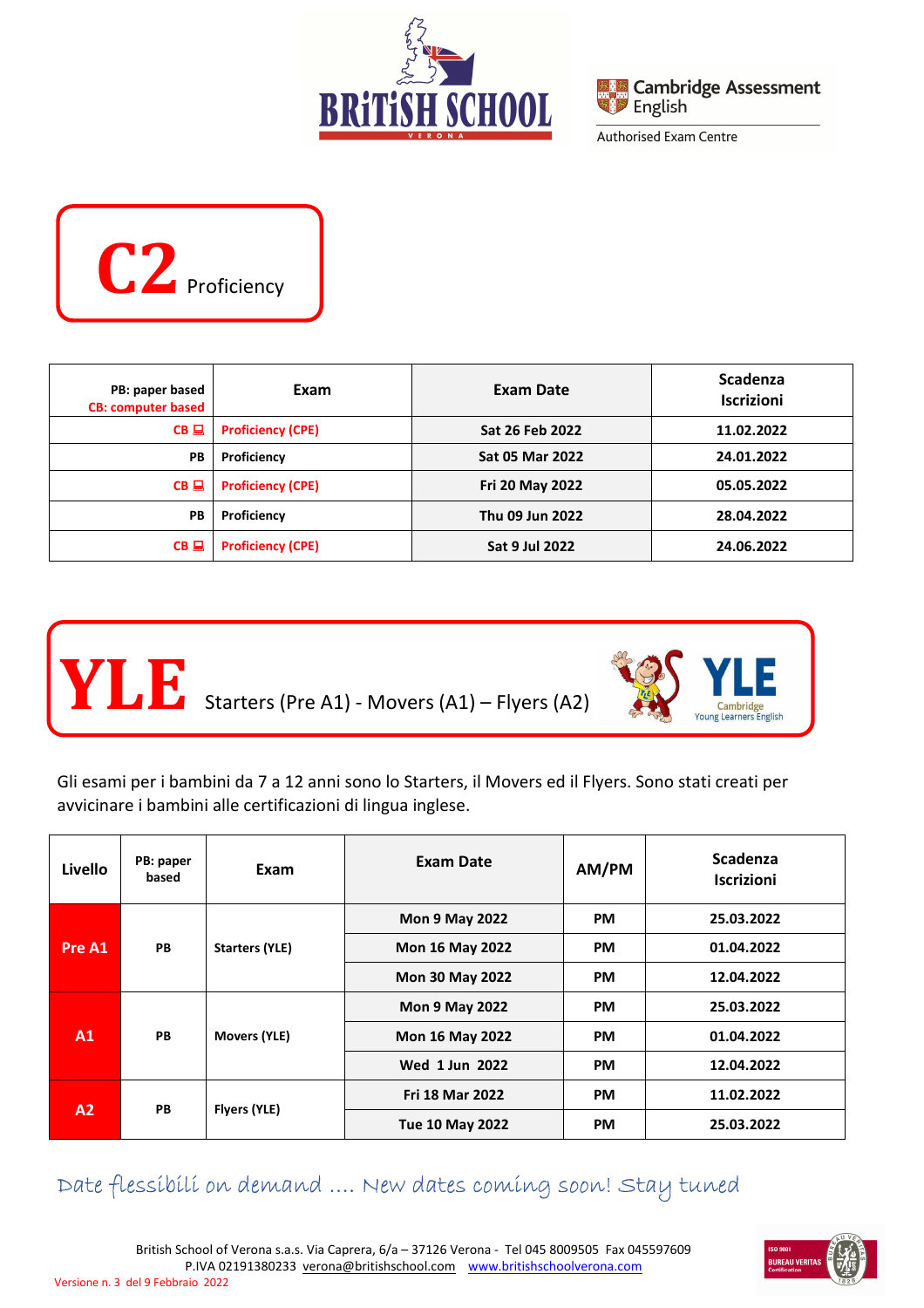# C2 Proficiency

| PB: paper based<br>CB: computer based | Exam | Exam Date | Scadenza Iscrizioni |
|---|---|---|---|
| CB 💻 | Proficiency (CPE) | Sat 26 Feb 2022 | 11.02.2022 |
| PB | Proficiency | Sat 05 Mar 2022 | 24.01.2022 |
| CB 💻 | Proficiency (CPE) | Fri 20 May 2022 | 05.05.2022 |
| PB | Proficiency | Thu 09 Jun 2022 | 28.04.2022 |
| CB 💻 | Proficiency (CPE) | Sat 9 Jul 2022 | 24.06.2022 |

# YLE Starters (Pre A1) - Movers (A1) – Flyers (A2)

Gli esami per i bambini da 7 a 12 anni sono lo Starters, il Movers ed il Flyers. Sono stati creati per avvicinare i bambini alle certificazioni di lingua inglese.

| Livello | PB: paper based | Exam | Exam Date | AM/PM | Scadenza Iscrizioni |
|---|---|---|---|---|---|
| Pre A1 | PB | Starters (YLE) | Mon 9 May 2022 | PM | 25.03.2022 |
| | | | Mon 16 May 2022 | PM | 01.04.2022 |
| | | | Mon 30 May 2022 | PM | 12.04.2022 |
| A1 | PB | Movers (YLE) | Mon 9 May 2022 | PM | 25.03.2022 |
| | | | Mon 16 May 2022 | PM | 01.04.2022 |
| | | | Wed 1 Jun 2022 | PM | 12.04.2022 |
| A2 | PB | Flyers (YLE) | Fri 18 Mar 2022 | PM | 11.02.2022 |
| | | | Tue 10 May 2022 | PM | 25.03.2022 |

*Date flessibili on demand .... New dates coming soon! Stay tuned*

British School of Verona s.a.s. Via Caprera, 6/a – 37126 Verona - Tel 045 8009505 Fax 045597609
P.IVA 02191380233 verona@britishschool.com www.britishschoolverona.com

Versione n. 3 del 9 Febbraio 2022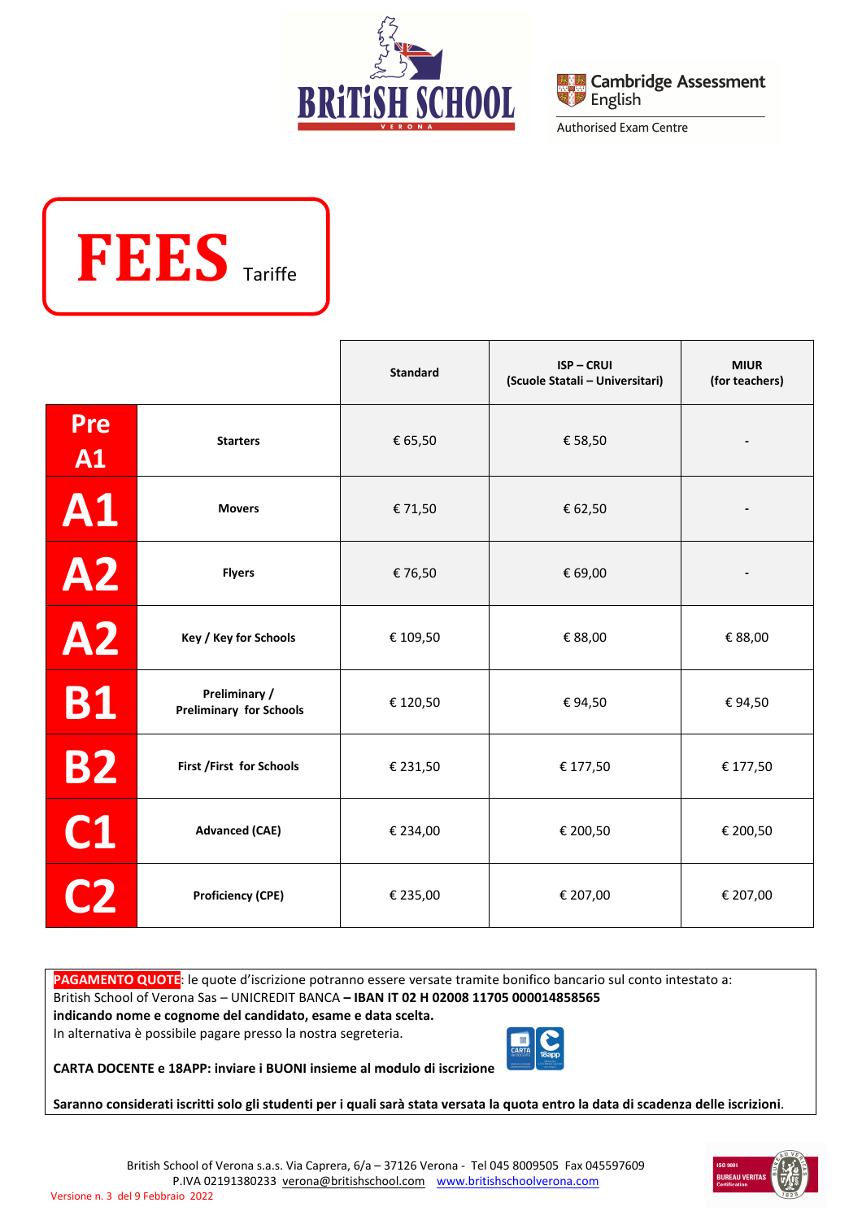BRITISH SCHOOL VERONA

Cambridge Assessment English
Authorised Exam Centre

# FEES Tariffe

| | | Standard | ISP – CRUI (Scuole Statali – Universitari) | MIUR (for teachers) |
|---|---|---|---|---|
| Pre A1 | **Starters** | € 65,50 | € 58,50 | - |
| A1 | **Movers** | € 71,50 | € 62,50 | - |
| A2 | **Flyers** | € 76,50 | € 69,00 | - |
| A2 | **Key / Key for Schools** | € 109,50 | € 88,00 | € 88,00 |
| B1 | **Preliminary / Preliminary for Schools** | € 120,50 | € 94,50 | € 94,50 |
| B2 | **First /First for Schools** | € 231,50 | € 177,50 | € 177,50 |
| C1 | **Advanced (CAE)** | € 234,00 | € 200,50 | € 200,50 |
| C2 | **Proficiency (CPE)** | € 235,00 | € 207,00 | € 207,00 |

**PAGAMENTO QUOTE**: le quote d'iscrizione potranno essere versate tramite bonifico bancario sul conto intestato a: British School of Verona Sas – UNICREDIT BANCA **– IBAN IT 02 H 02008 11705 000014858565 indicando nome e cognome del candidato, esame e data scelta.**
In alternativa è possibile pagare presso la nostra segreteria.

**CARTA DOCENTE e 18APP: inviare i BUONI insieme al modulo di iscrizione**

**Saranno considerati iscritti solo gli studenti per i quali sarà stata versata la quota entro la data di scadenza delle iscrizioni**.

British School of Verona s.a.s. Via Caprera, 6/a – 37126 Verona - Tel 045 8009505 Fax 045597609
P.IVA 02191380233 verona@britishschool.com www.britishschoolverona.com

Versione n. 3 del 9 Febbraio 2022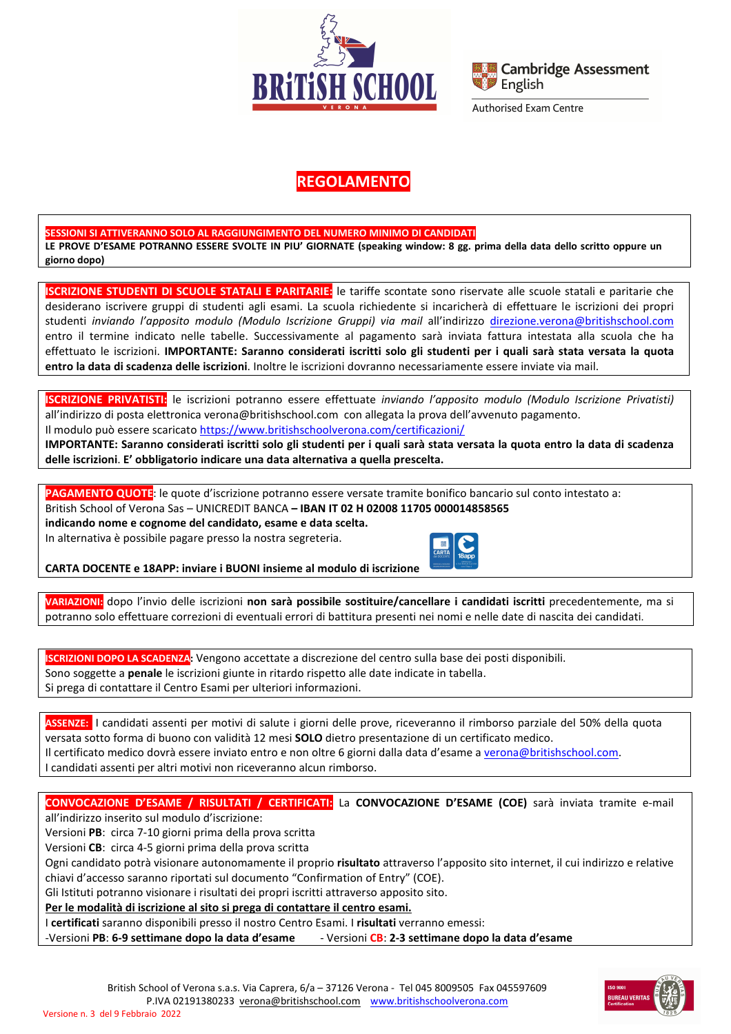BRiTiSH SCHOOL VERONA

Cambridge Assessment English
Authorised Exam Centre

# REGOLAMENTO

**SESSIONI SI ATTIVERANNO SOLO AL RAGGIUNGIMENTO DEL NUMERO MINIMO DI CANDIDATI**
**LE PROVE D'ESAME POTRANNO ESSERE SVOLTE IN PIU' GIORNATE (speaking window: 8 gg. prima della data dello scritto oppure un giorno dopo)**

**ISCRIZIONE STUDENTI DI SCUOLE STATALI E PARITARIE:** le tariffe scontate sono riservate alle scuole statali e paritarie che desiderano iscrivere gruppi di studenti agli esami. La scuola richiedente si incaricherà di effettuare le iscrizioni dei propri studenti *inviando l'apposito modulo (Modulo Iscrizione Gruppi) via mail* all'indirizzo direzione.verona@britishschool.com entro il termine indicato nelle tabelle. Successivamente al pagamento sarà inviata fattura intestata alla scuola che ha effettuato le iscrizioni. **IMPORTANTE: Saranno considerati iscritti solo gli studenti per i quali sarà stata versata la quota entro la data di scadenza delle iscrizioni**. Inoltre le iscrizioni dovranno necessariamente essere inviate via mail.

**ISCRIZIONE PRIVATISTI:** le iscrizioni potranno essere effettuate *inviando l'apposito modulo (Modulo Iscrizione Privatisti)* all'indirizzo di posta elettronica verona@britishschool.com con allegata la prova dell'avvenuto pagamento.
Il modulo può essere scaricato https://www.britishschoolverona.com/certificazioni/
**IMPORTANTE: Saranno considerati iscritti solo gli studenti per i quali sarà stata versata la quota entro la data di scadenza delle iscrizioni**. **E' obbligatorio indicare una data alternativa a quella prescelta.**

**PAGAMENTO QUOTE**: le quote d'iscrizione potranno essere versate tramite bonifico bancario sul conto intestato a:
British School of Verona Sas – UNICREDIT BANCA **– IBAN IT 02 H 02008 11705 000014858565**
**indicando nome e cognome del candidato, esame e data scelta.**
In alternativa è possibile pagare presso la nostra segreteria.

**CARTA DOCENTE e 18APP: inviare i BUONI insieme al modulo di iscrizione**

**VARIAZIONI:** dopo l'invio delle iscrizioni **non sarà possibile sostituire/cancellare i candidati iscritti** precedentemente, ma si potranno solo effettuare correzioni di eventuali errori di battitura presenti nei nomi e nelle date di nascita dei candidati.

**ISCRIZIONI DOPO LA SCADENZA:** Vengono accettate a discrezione del centro sulla base dei posti disponibili.
Sono soggette a **penale** le iscrizioni giunte in ritardo rispetto alle date indicate in tabella.
Si prega di contattare il Centro Esami per ulteriori informazioni.

**ASSENZE:** I candidati assenti per motivi di salute i giorni delle prove, riceveranno il rimborso parziale del 50% della quota versata sotto forma di buono con validità 12 mesi **SOLO** dietro presentazione di un certificato medico.
Il certificato medico dovrà essere inviato entro e non oltre 6 giorni dalla data d'esame a verona@britishschool.com.
I candidati assenti per altri motivi non riceveranno alcun rimborso.

**CONVOCAZIONE D'ESAME / RISULTATI / CERTIFICATI:** La **CONVOCAZIONE D'ESAME (COE)** sarà inviata tramite e-mail all'indirizzo inserito sul modulo d'iscrizione:
Versioni **PB**: circa 7-10 giorni prima della prova scritta
Versioni **CB**: circa 4-5 giorni prima della prova scritta
Ogni candidato potrà visionare autonomamente il proprio **risultato** attraverso l'apposito sito internet, il cui indirizzo e relative chiavi d'accesso saranno riportati sul documento "Confirmation of Entry" (COE).
Gli Istituti potranno visionare i risultati dei propri iscritti attraverso apposito sito.
**Per le modalità di iscrizione al sito si prega di contattare il centro esami.**
I **certificati** saranno disponibili presso il nostro Centro Esami. I **risultati** verranno emessi:
-Versioni **PB**: **6-9 settimane dopo la data d'esame** - Versioni **CB**: **2-3 settimane dopo la data d'esame**

British School of Verona s.a.s. Via Caprera, 6/a – 37126 Verona - Tel 045 8009505 Fax 045597609
P.IVA 02191380233 verona@britishschool.com www.britishschoolverona.com
Versione n. 3 del 9 Febbraio 2022